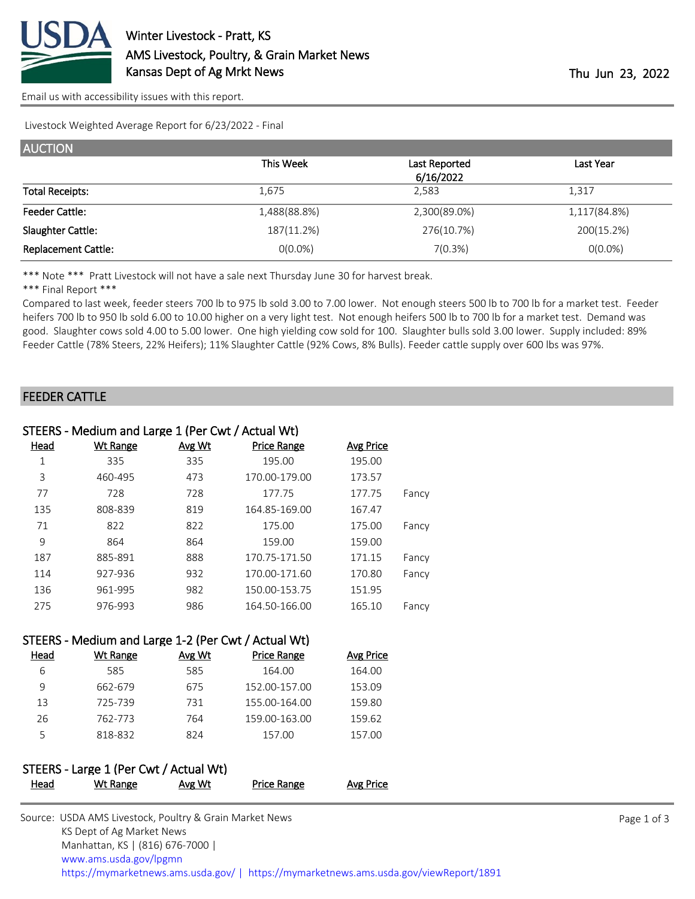# Winter Livestock - Pratt, KS

AMS Livestock, Poultry, & Grain Market News
Kansas Dept of Ag Mrkt News

Thu Jun 23, 2022

Email us with accessibility issues with this report.

Livestock Weighted Average Report for 6/23/2022 - Final

## AUCTION

| | This Week | Last Reported 6/16/2022 | Last Year |
|---|---|---|---|
| Total Receipts: | 1,675 | 2,583 | 1,317 |
| Feeder Cattle: | 1,488(88.8%) | 2,300(89.0%) | 1,117(84.8%) |
| Slaughter Cattle: | 187(11.2%) | 276(10.7%) | 200(15.2%) |
| Replacement Cattle: | 0(0.0%) | 7(0.3%) | 0(0.0%) |

*** Note *** Pratt Livestock will not have a sale next Thursday June 30 for harvest break.

*** Final Report ***

Compared to last week, feeder steers 700 lb to 975 lb sold 3.00 to 7.00 lower. Not enough steers 500 lb to 700 lb for a market test. Feeder heifers 700 lb to 950 lb sold 6.00 to 10.00 higher on a very light test. Not enough heifers 500 lb to 700 lb for a market test. Demand was good. Slaughter cows sold 4.00 to 5.00 lower. One high yielding cow sold for 100. Slaughter bulls sold 3.00 lower. Supply included: 89% Feeder Cattle (78% Steers, 22% Heifers); 11% Slaughter Cattle (92% Cows, 8% Bulls). Feeder cattle supply over 600 lbs was 97%.

## FEEDER CATTLE

### STEERS - Medium and Large 1 (Per Cwt / Actual Wt)

| Head | Wt Range | Avg Wt | Price Range | Avg Price | |
|---|---|---|---|---|---|
| 1 | 335 | 335 | 195.00 | 195.00 | |
| 3 | 460-495 | 473 | 170.00-179.00 | 173.57 | |
| 77 | 728 | 728 | 177.75 | 177.75 | Fancy |
| 135 | 808-839 | 819 | 164.85-169.00 | 167.47 | |
| 71 | 822 | 822 | 175.00 | 175.00 | Fancy |
| 9 | 864 | 864 | 159.00 | 159.00 | |
| 187 | 885-891 | 888 | 170.75-171.50 | 171.15 | Fancy |
| 114 | 927-936 | 932 | 170.00-171.60 | 170.80 | Fancy |
| 136 | 961-995 | 982 | 150.00-153.75 | 151.95 | |
| 275 | 976-993 | 986 | 164.50-166.00 | 165.10 | Fancy |

### STEERS - Medium and Large 1-2 (Per Cwt / Actual Wt)

| Head | Wt Range | Avg Wt | Price Range | Avg Price |
|---|---|---|---|---|
| 6 | 585 | 585 | 164.00 | 164.00 |
| 9 | 662-679 | 675 | 152.00-157.00 | 153.09 |
| 13 | 725-739 | 731 | 155.00-164.00 | 159.80 |
| 26 | 762-773 | 764 | 159.00-163.00 | 159.62 |
| 5 | 818-832 | 824 | 157.00 | 157.00 |

### STEERS - Large 1 (Per Cwt / Actual Wt)

| Head | Wt Range | Avg Wt | Price Range | Avg Price |
|---|---|---|---|---|

Source: USDA AMS Livestock, Poultry & Grain Market News
KS Dept of Ag Market News
Manhattan, KS | (816) 676-7000 |
www.ams.usda.gov/lpgmn
https://mymarketnews.ams.usda.gov/ | https://mymarketnews.ams.usda.gov/viewReport/1891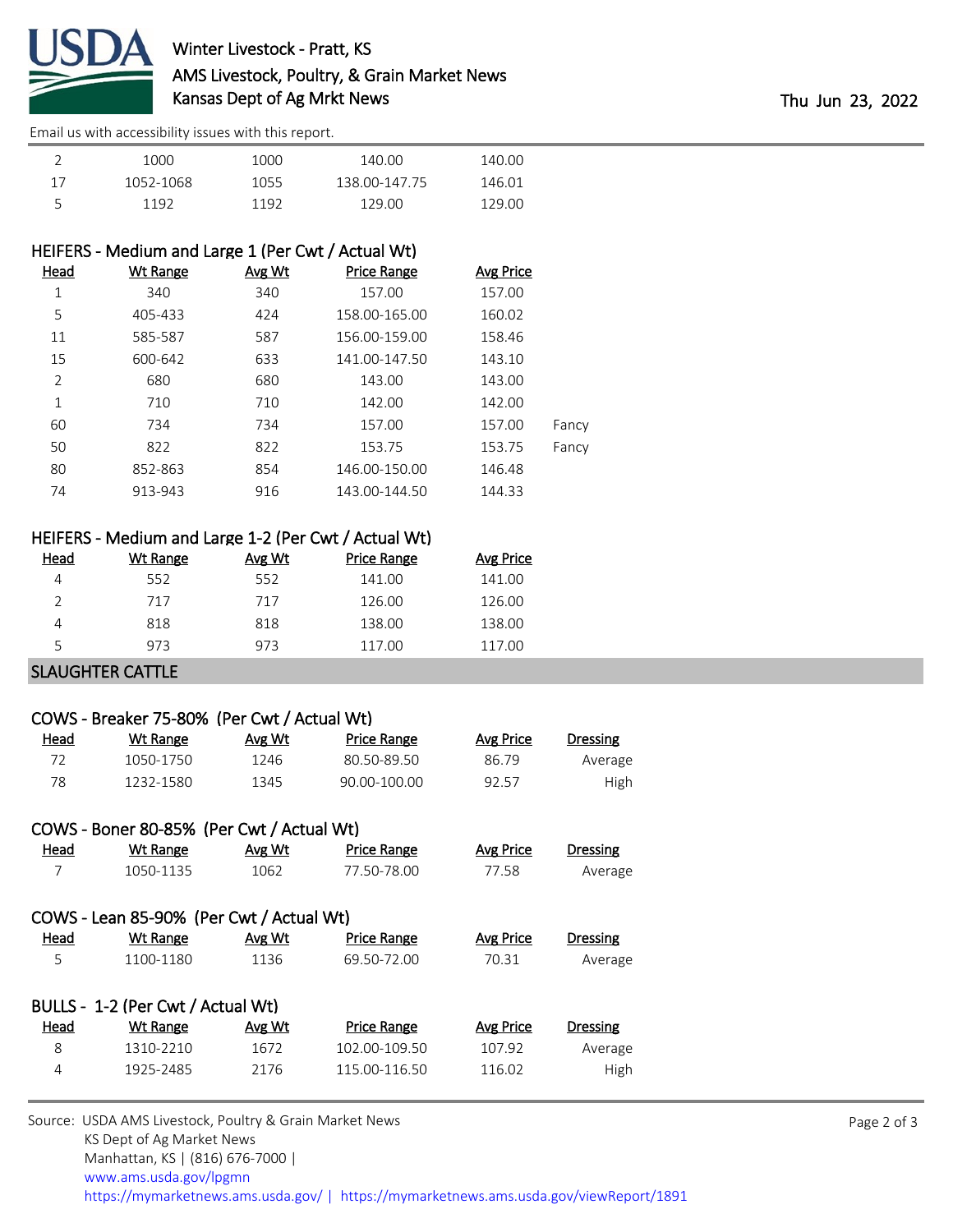| Head | Wt Range | Avg Wt | Price Range | Avg Price |
|---|---|---|---|---|
| 2 | 1000 | 1000 | 140.00 | 140.00 |
| 17 | 1052-1068 | 1055 | 138.00-147.75 | 146.01 |
| 5 | 1192 | 1192 | 129.00 | 129.00 |

### HEIFERS - Medium and Large 1 (Per Cwt / Actual Wt)

| Head | Wt Range | Avg Wt | Price Range | Avg Price | |
|---|---|---|---|---|---|
| 1 | 340 | 340 | 157.00 | 157.00 | |
| 5 | 405-433 | 424 | 158.00-165.00 | 160.02 | |
| 11 | 585-587 | 587 | 156.00-159.00 | 158.46 | |
| 15 | 600-642 | 633 | 141.00-147.50 | 143.10 | |
| 2 | 680 | 680 | 143.00 | 143.00 | |
| 1 | 710 | 710 | 142.00 | 142.00 | |
| 60 | 734 | 734 | 157.00 | 157.00 | Fancy |
| 50 | 822 | 822 | 153.75 | 153.75 | Fancy |
| 80 | 852-863 | 854 | 146.00-150.00 | 146.48 | |
| 74 | 913-943 | 916 | 143.00-144.50 | 144.33 | |

### HEIFERS - Medium and Large 1-2 (Per Cwt / Actual Wt)

| Head | Wt Range | Avg Wt | Price Range | Avg Price |
|---|---|---|---|---|
| 4 | 552 | 552 | 141.00 | 141.00 |
| 2 | 717 | 717 | 126.00 | 126.00 |
| 4 | 818 | 818 | 138.00 | 138.00 |
| 5 | 973 | 973 | 117.00 | 117.00 |

## SLAUGHTER CATTLE

### COWS - Breaker 75-80% (Per Cwt / Actual Wt)

| Head | Wt Range | Avg Wt | Price Range | Avg Price | Dressing |
|---|---|---|---|---|---|
| 72 | 1050-1750 | 1246 | 80.50-89.50 | 86.79 | Average |
| 78 | 1232-1580 | 1345 | 90.00-100.00 | 92.57 | High |

### COWS - Boner 80-85% (Per Cwt / Actual Wt)

| Head | Wt Range | Avg Wt | Price Range | Avg Price | Dressing |
|---|---|---|---|---|---|
| 7 | 1050-1135 | 1062 | 77.50-78.00 | 77.58 | Average |

### COWS - Lean 85-90% (Per Cwt / Actual Wt)

| Head | Wt Range | Avg Wt | Price Range | Avg Price | Dressing |
|---|---|---|---|---|---|
| 5 | 1100-1180 | 1136 | 69.50-72.00 | 70.31 | Average |

### BULLS - 1-2 (Per Cwt / Actual Wt)

| Head | Wt Range | Avg Wt | Price Range | Avg Price | Dressing |
|---|---|---|---|---|---|
| 8 | 1310-2210 | 1672 | 102.00-109.50 | 107.92 | Average |
| 4 | 1925-2485 | 2176 | 115.00-116.50 | 116.02 | High |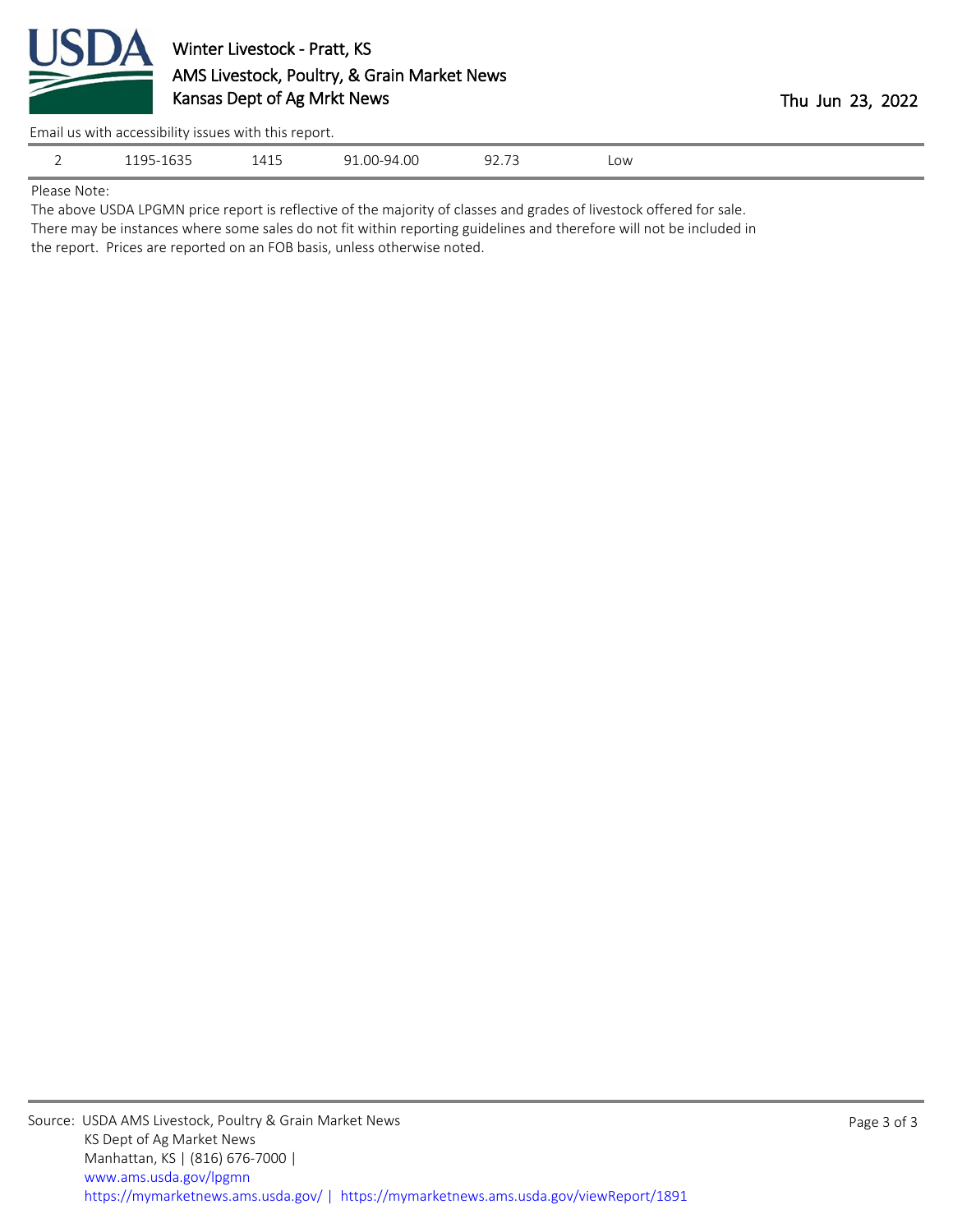Email us with accessibility issues with this report.

| | | | | | |
|---|---|---|---|---|---|
| 2 | 1195-1635 | 1415 | 91.00-94.00 | 92.73 | Low |

Please Note:

The above USDA LPGMN price report is reflective of the majority of classes and grades of livestock offered for sale. There may be instances where some sales do not fit within reporting guidelines and therefore will not be included in the report. Prices are reported on an FOB basis, unless otherwise noted.

Source: USDA AMS Livestock, Poultry & Grain Market News
KS Dept of Ag Market News
Manhattan, KS | (816) 676-7000 |
www.ams.usda.gov/lpgmn
https://mymarketnews.ams.usda.gov/ | https://mymarketnews.ams.usda.gov/viewReport/1891